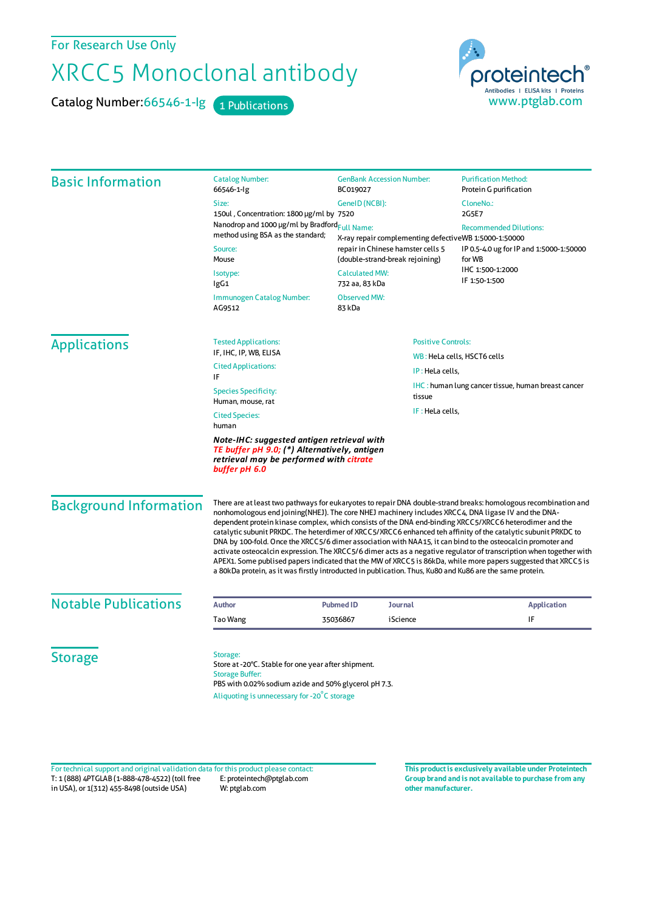For Research Use Only

# XRCC5 Monoclonal antibody

Catalog Number: 66546-1-Ig  1 Publications

proteintech® Antibodies | ELISA kits | Proteins
www.ptglab.com

## Basic Information

**Catalog Number:**
66546-1-Ig

**Size:**
150ul , Concentration: 1800 μg/ml by Nanodrop and 1000 μg/ml by Bradford method using BSA as the standard;

**Source:**
Mouse

**Isotype:**
IgG1

**Immunogen Catalog Number:**
AG9512

**GenBank Accession Number:**
BC019027

**GeneID (NCBI):**
7520

**Full Name:**
X-ray repair complementing defective repair in Chinese hamster cells 5 (double-strand-break rejoining)

**Calculated MW:**
732 aa, 83 kDa

**Observed MW:**
83 kDa

**Purification Method:**
Protein G purification

**CloneNo.:**
2G5E7

**Recommended Dilutions:**
WB 1:5000-1:50000
IP 0.5-4.0 ug for IP and 1:5000-1:50000 for WB
IHC 1:500-1:2000
IF 1:50-1:500

## Applications

**Tested Applications:**
IF, IHC, IP, WB, ELISA

**Cited Applications:**
IF

**Species Specificity:**
Human, mouse, rat

**Cited Species:**
human

***Note-IHC: suggested antigen retrieval with TE buffer pH 9.0; (\*) Alternatively, antigen retrieval may be performed with citrate buffer pH 6.0***

**Positive Controls:**

WB : HeLa cells, HSCT6 cells

IP : HeLa cells,

IHC : human lung cancer tissue, human breast cancer tissue

IF : HeLa cells,

## Background Information

There are at least two pathways for eukaryotes to repair DNA double-strand breaks: homologous recombination and nonhomologous end joining(NHEJ). The core NHEJ machinery includes XRCC4, DNA ligase IV and the DNA-dependent protein kinase complex, which consists of the DNA end-binding XRCC5/XRCC6 heterodimer and the catalytic subunit PRKDC. The heterdimer of XRCC5/XRCC6 enhanced teh affinity of the catalytic subunit PRKDC to DNA by 100-fold. Once the XRCC5/6 dimer association with NAA15, it can bind to the osteocalcin promoter and activate osteocalcin expression. The XRCC5/6 dimer acts as a negative regulator of transcription when together with APEX1. Some publised papers indicated that the MW of XRCC5 is 86kDa, while more papers suggested that XRCC5 is a 80kDa protein, as it was firstly introduced in publication. Thus, Ku80 and Ku86 are the same protein.

## Notable Publications

| Author | Pubmed ID | Journal | Application |
|---|---|---|---|
| Tao Wang | 35036867 | iScience | IF |

## Storage

**Storage:**
Store at -20°C. Stable for one year after shipment.

**Storage Buffer:**
PBS with 0.02% sodium azide and 50% glycerol pH 7.3.

Aliquoting is unnecessary for -20°C storage

For technical support and original validation data for this product please contact:
T: 1 (888) 4PTGLAB (1-888-478-4522) (toll free in USA), or 1(312) 455-8498 (outside USA)
E: proteintech@ptglab.com
W: ptglab.com

**This product is exclusively available under Proteintech Group brand and is not available to purchase from any other manufacturer.**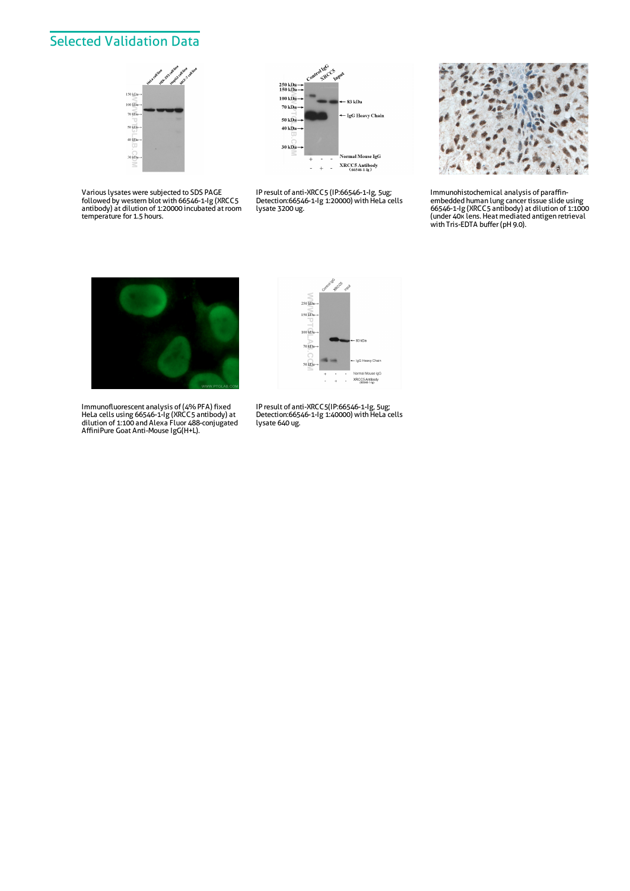## Selected Validation Data

Various lysates were subjected to SDS PAGE followed by western blot with 66546-1-Ig (XRCC5 antibody) at dilution of 1:20000 incubated at room temperature for 1.5 hours.

IP result of anti-XRCC5 (IP:66546-1-Ig, 5ug; Detection:66546-1-Ig 1:20000) with HeLa cells lysate 3200 ug.

Immunohistochemical analysis of paraffin-embedded human lung cancer tissue slide using 66546-1-Ig (XRCC5 antibody) at dilution of 1:1000 (under 40x lens. Heat mediated antigen retrieval with Tris-EDTA buffer (pH 9.0).

Immunofluorescent analysis of (4% PFA) fixed HeLa cells using 66546-1-Ig (XRCC5 antibody) at dilution of 1:100 and Alexa Fluor 488-conjugated AffiniPure Goat Anti-Mouse IgG(H+L).

IP result of anti-XRCC5(IP:66546-1-Ig, 5ug; Detection:66546-1-Ig 1:40000) with HeLa cells lysate 640 ug.